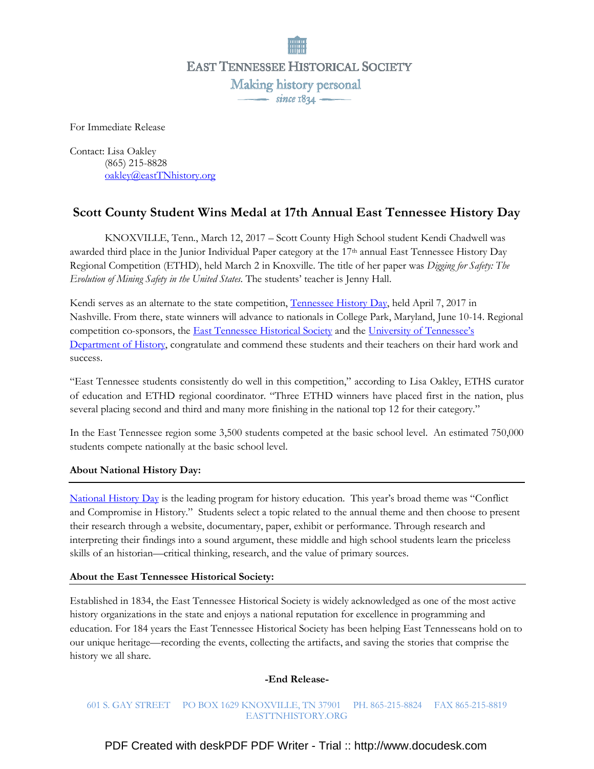EAST TENNESSEE HISTORICAL SOCIETY

Making history personal

since 1834

For Immediate Release

Contact: Lisa Oakley
(865) 215-8828
oakley@eastTNhistory.org

## Scott County Student Wins Medal at 17th Annual East Tennessee History Day

KNOXVILLE, Tenn., March 12, 2017 – Scott County High School student Kendi Chadwell was awarded third place in the Junior Individual Paper category at the 17th annual East Tennessee History Day Regional Competition (ETHD), held March 2 in Knoxville. The title of her paper was *Digging for Safety: The Evolution of Mining Safety in the United States*. The students' teacher is Jenny Hall.

Kendi serves as an alternate to the state competition, Tennessee History Day, held April 7, 2017 in Nashville. From there, state winners will advance to nationals in College Park, Maryland, June 10-14. Regional competition co-sponsors, the East Tennessee Historical Society and the University of Tennessee's Department of History, congratulate and commend these students and their teachers on their hard work and success.

"East Tennessee students consistently do well in this competition," according to Lisa Oakley, ETHS curator of education and ETHD regional coordinator. "Three ETHD winners have placed first in the nation, plus several placing second and third and many more finishing in the national top 12 for their category."

In the East Tennessee region some 3,500 students competed at the basic school level. An estimated 750,000 students compete nationally at the basic school level.

**About National History Day:**

National History Day is the leading program for history education. This year's broad theme was "Conflict and Compromise in History." Students select a topic related to the annual theme and then choose to present their research through a website, documentary, paper, exhibit or performance. Through research and interpreting their findings into a sound argument, these middle and high school students learn the priceless skills of an historian—critical thinking, research, and the value of primary sources.

**About the East Tennessee Historical Society:**

Established in 1834, the East Tennessee Historical Society is widely acknowledged as one of the most active history organizations in the state and enjoys a national reputation for excellence in programming and education. For 184 years the East Tennessee Historical Society has been helping East Tennesseans hold on to our unique heritage—recording the events, collecting the artifacts, and saving the stories that comprise the history we all share.

**-End Release-**

601 S. GAY STREET PO BOX 1629 KNOXVILLE, TN 37901 PH. 865-215-8824 FAX 865-215-8819
EASTTNHISTORY.ORG